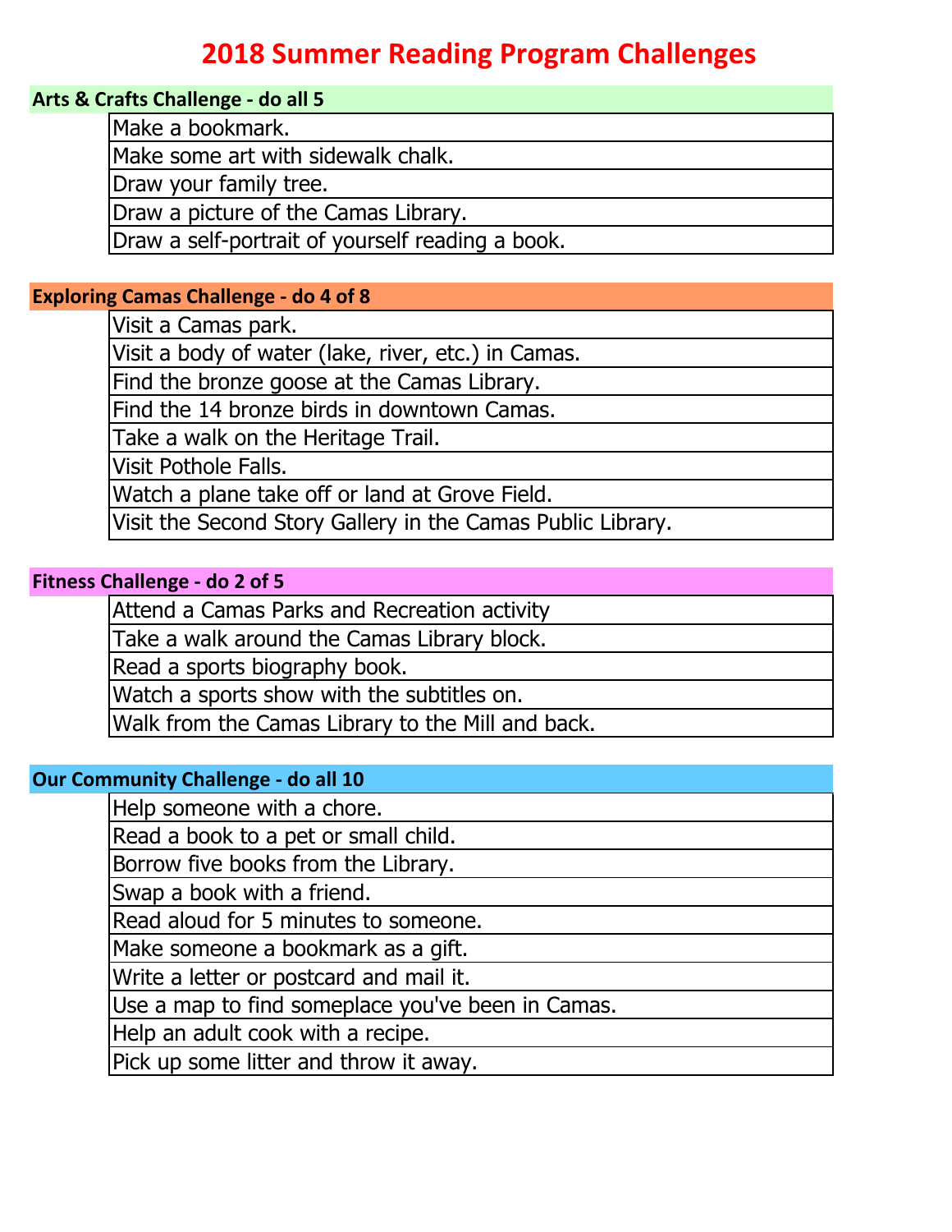# 2018 Summer Reading Program Challenges

## Arts & Crafts Challenge - do all 5

| Make a bookmark. |
| --- |
| Make some art with sidewalk chalk. |
| Draw your family tree. |
| Draw a picture of the Camas Library. |
| Draw a self-portrait of yourself reading a book. |

## Exploring Camas Challenge - do 4 of 8

| Visit a Camas park. |
| --- |
| Visit a body of water (lake, river, etc.) in Camas. |
| Find the bronze goose at the Camas Library. |
| Find the 14 bronze birds in downtown Camas. |
| Take a walk on the Heritage Trail. |
| Visit Pothole Falls. |
| Watch a plane take off or land at Grove Field. |
| Visit the Second Story Gallery in the Camas Public Library. |

## Fitness Challenge - do 2 of 5

| Attend a Camas Parks and Recreation activity |
| --- |
| Take a walk around the Camas Library block. |
| Read a sports biography book. |
| Watch a sports show with the subtitles on. |
| Walk from the Camas Library to the Mill and back. |

## Our Community Challenge - do all 10

| Help someone with a chore. |
| --- |
| Read a book to a pet or small child. |
| Borrow five books from the Library. |
| Swap a book with a friend. |
| Read aloud for 5 minutes to someone. |
| Make someone a bookmark as a gift. |
| Write a letter or postcard and mail it. |
| Use a map to find someplace you've been in Camas. |
| Help an adult cook with a recipe. |
| Pick up some litter and throw it away. |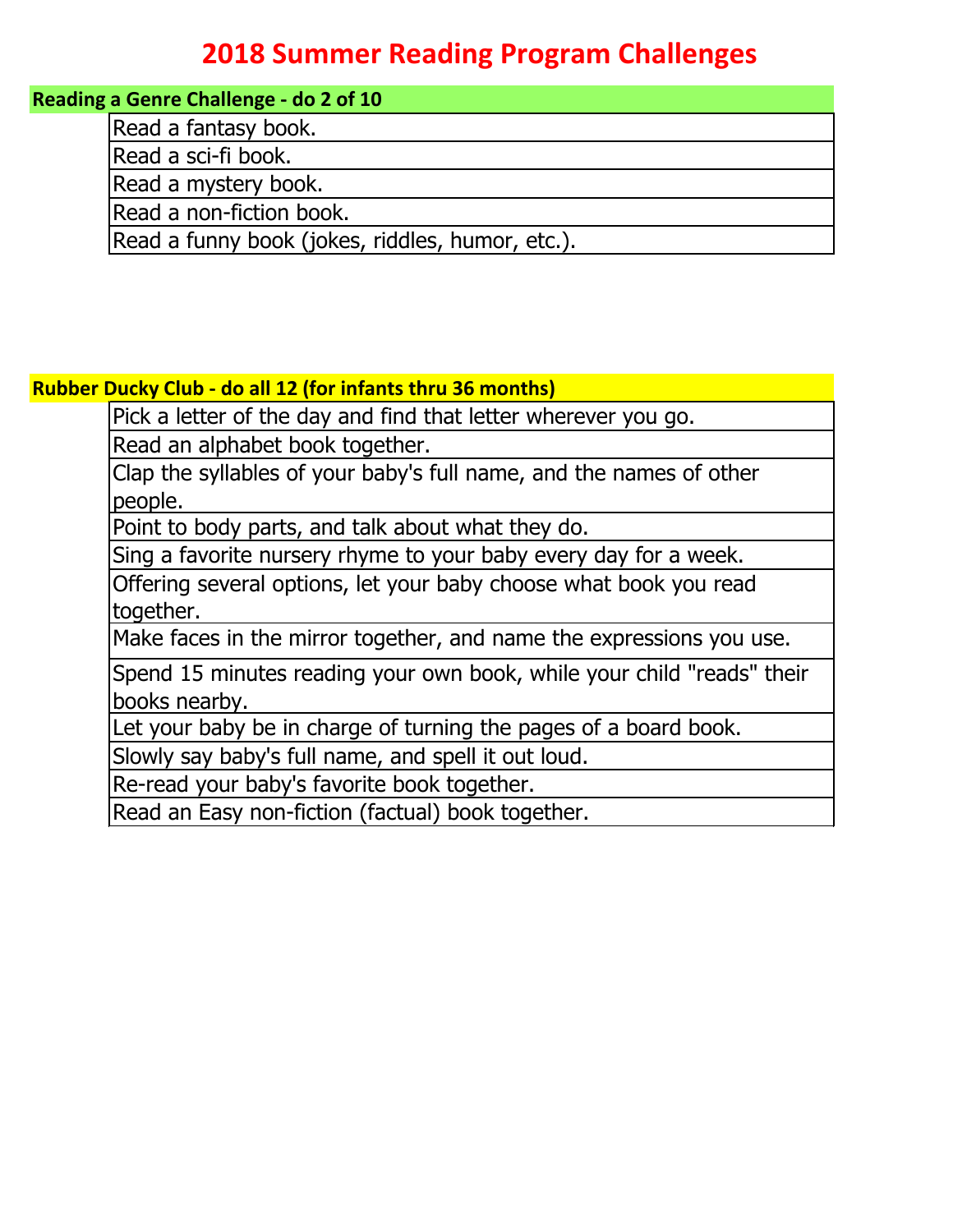# 2018 Summer Reading Program Challenges

| Reading a Genre Challenge - do 2 of 10 |
|---|
| Read a fantasy book. |
| Read a sci-fi book. |
| Read a mystery book. |
| Read a non-fiction book. |
| Read a funny book (jokes, riddles, humor, etc.). |

| Rubber Ducky Club - do all 12 (for infants thru 36 months) |
|---|
| Pick a letter of the day and find that letter wherever you go. |
| Read an alphabet book together. |
| Clap the syllables of your baby's full name, and the names of other people. |
| Point to body parts, and talk about what they do. |
| Sing a favorite nursery rhyme to your baby every day for a week. |
| Offering several options, let your baby choose what book you read together. |
| Make faces in the mirror together, and name the expressions you use. |
| Spend 15 minutes reading your own book, while your child "reads" their books nearby. |
| Let your baby be in charge of turning the pages of a board book. |
| Slowly say baby's full name, and spell it out loud. |
| Re-read your baby's favorite book together. |
| Read an Easy non-fiction (factual) book together. |